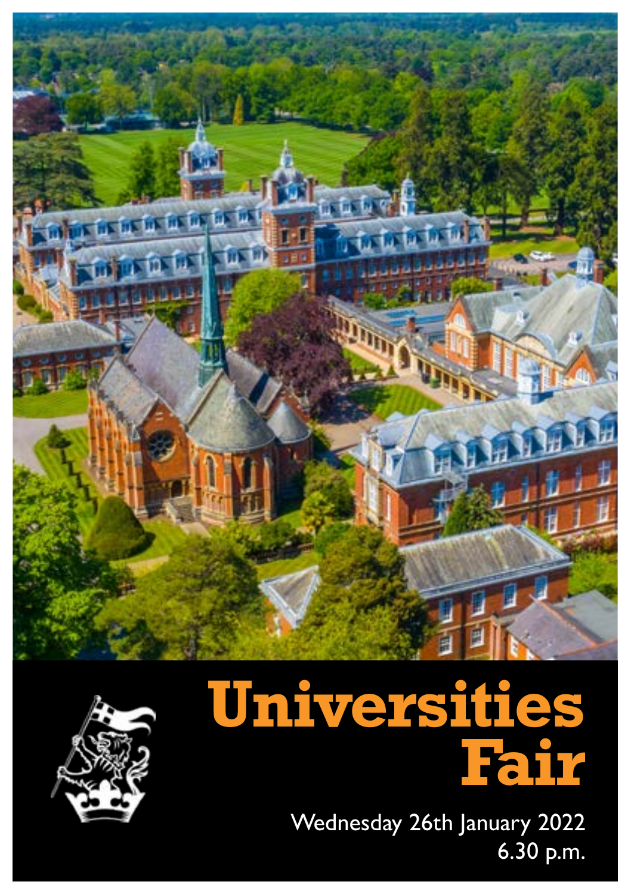# Universities Fair

Wednesday 26th January 2022
6.30 p.m.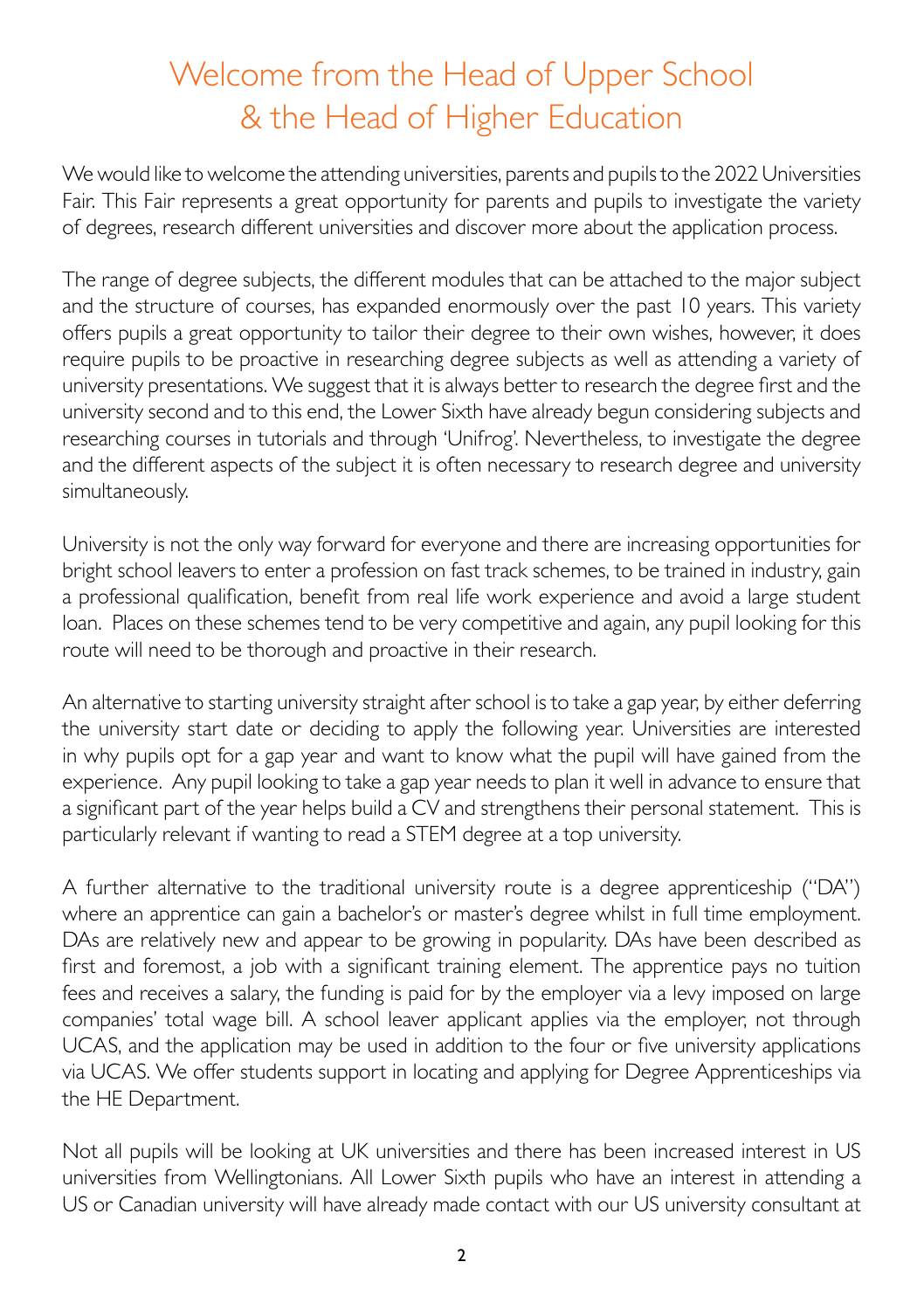# Welcome from the Head of Upper School & the Head of Higher Education

We would like to welcome the attending universities, parents and pupils to the 2022 Universities Fair. This Fair represents a great opportunity for parents and pupils to investigate the variety of degrees, research different universities and discover more about the application process.

The range of degree subjects, the different modules that can be attached to the major subject and the structure of courses, has expanded enormously over the past 10 years. This variety offers pupils a great opportunity to tailor their degree to their own wishes, however, it does require pupils to be proactive in researching degree subjects as well as attending a variety of university presentations. We suggest that it is always better to research the degree first and the university second and to this end, the Lower Sixth have already begun considering subjects and researching courses in tutorials and through 'Unifrog'. Nevertheless, to investigate the degree and the different aspects of the subject it is often necessary to research degree and university simultaneously.

University is not the only way forward for everyone and there are increasing opportunities for bright school leavers to enter a profession on fast track schemes, to be trained in industry, gain a professional qualification, benefit from real life work experience and avoid a large student loan. Places on these schemes tend to be very competitive and again, any pupil looking for this route will need to be thorough and proactive in their research.

An alternative to starting university straight after school is to take a gap year, by either deferring the university start date or deciding to apply the following year. Universities are interested in why pupils opt for a gap year and want to know what the pupil will have gained from the experience. Any pupil looking to take a gap year needs to plan it well in advance to ensure that a significant part of the year helps build a CV and strengthens their personal statement. This is particularly relevant if wanting to read a STEM degree at a top university.

A further alternative to the traditional university route is a degree apprenticeship ("DA") where an apprentice can gain a bachelor's or master's degree whilst in full time employment. DAs are relatively new and appear to be growing in popularity. DAs have been described as first and foremost, a job with a significant training element. The apprentice pays no tuition fees and receives a salary, the funding is paid for by the employer via a levy imposed on large companies' total wage bill. A school leaver applicant applies via the employer, not through UCAS, and the application may be used in addition to the four or five university applications via UCAS. We offer students support in locating and applying for Degree Apprenticeships via the HE Department.

Not all pupils will be looking at UK universities and there has been increased interest in US universities from Wellingtonians. All Lower Sixth pupils who have an interest in attending a US or Canadian university will have already made contact with our US university consultant at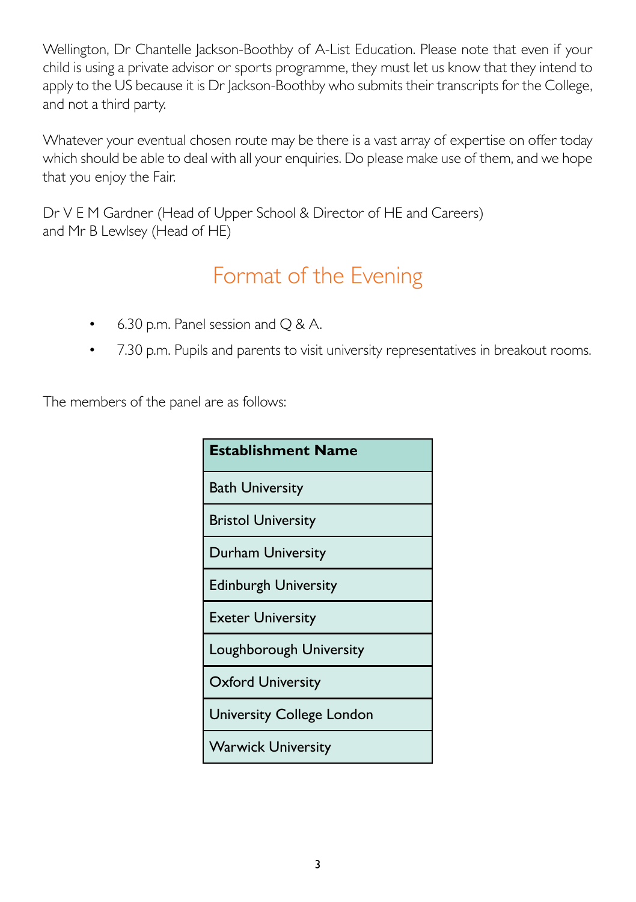Wellington, Dr Chantelle Jackson-Boothby of A-List Education. Please note that even if your child is using a private advisor or sports programme, they must let us know that they intend to apply to the US because it is Dr Jackson-Boothby who submits their transcripts for the College, and not a third party.

Whatever your eventual chosen route may be there is a vast array of expertise on offer today which should be able to deal with all your enquiries. Do please make use of them, and we hope that you enjoy the Fair.

Dr V E M Gardner (Head of Upper School & Director of HE and Careers)
and Mr B Lewlsey (Head of HE)

## Format of the Evening

- 6.30 p.m. Panel session and Q & A.
- 7.30 p.m. Pupils and parents to visit university representatives in breakout rooms.

The members of the panel are as follows:

| Establishment Name |
|---|
| Bath University |
| Bristol University |
| Durham University |
| Edinburgh University |
| Exeter University |
| Loughborough University |
| Oxford University |
| University College London |
| Warwick University |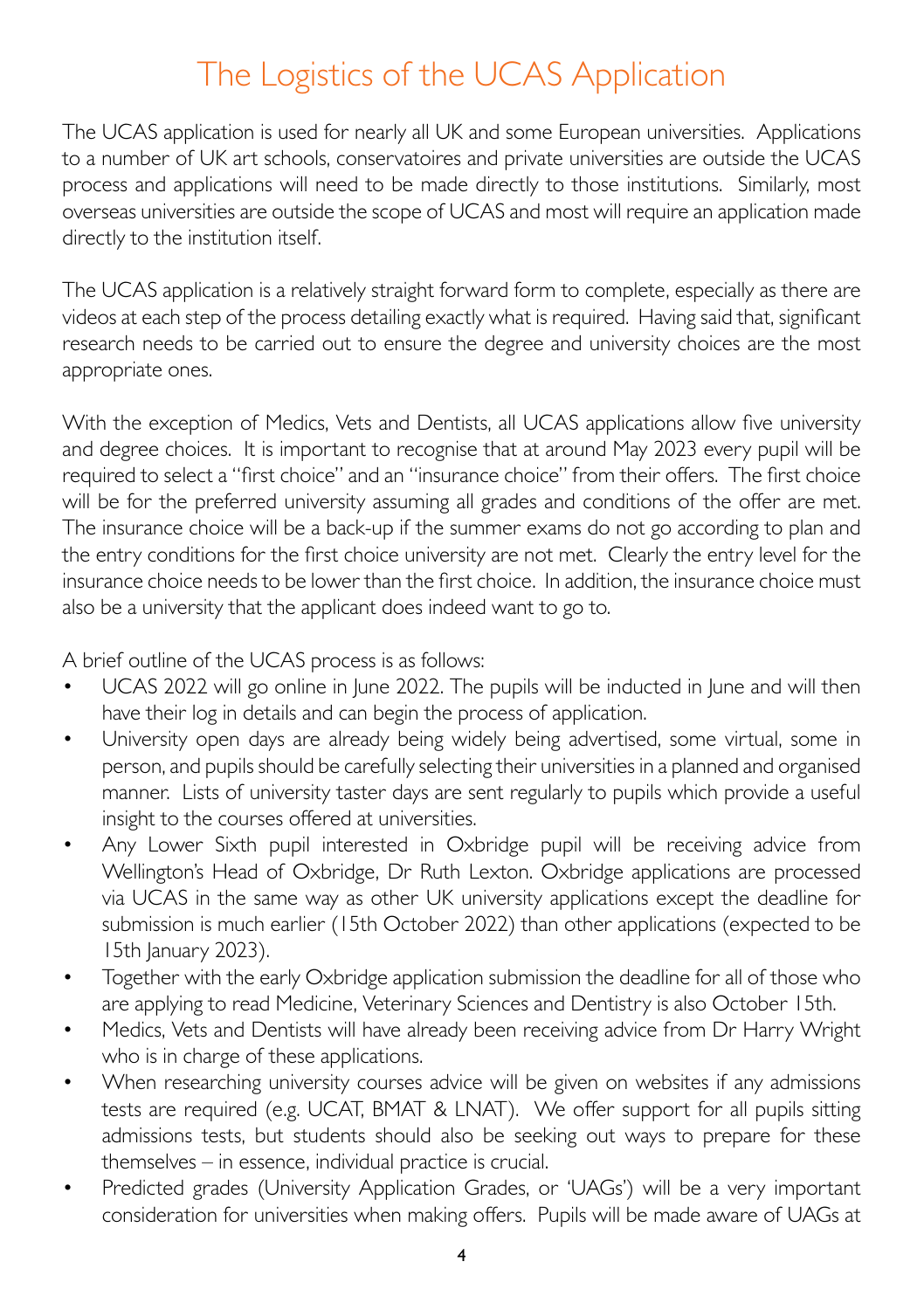# The Logistics of the UCAS Application

The UCAS application is used for nearly all UK and some European universities. Applications to a number of UK art schools, conservatoires and private universities are outside the UCAS process and applications will need to be made directly to those institutions. Similarly, most overseas universities are outside the scope of UCAS and most will require an application made directly to the institution itself.

The UCAS application is a relatively straight forward form to complete, especially as there are videos at each step of the process detailing exactly what is required. Having said that, significant research needs to be carried out to ensure the degree and university choices are the most appropriate ones.

With the exception of Medics, Vets and Dentists, all UCAS applications allow five university and degree choices. It is important to recognise that at around May 2023 every pupil will be required to select a "first choice" and an "insurance choice" from their offers. The first choice will be for the preferred university assuming all grades and conditions of the offer are met. The insurance choice will be a back-up if the summer exams do not go according to plan and the entry conditions for the first choice university are not met. Clearly the entry level for the insurance choice needs to be lower than the first choice. In addition, the insurance choice must also be a university that the applicant does indeed want to go to.

A brief outline of the UCAS process is as follows:

- UCAS 2022 will go online in June 2022. The pupils will be inducted in June and will then have their log in details and can begin the process of application.
- University open days are already being widely being advertised, some virtual, some in person, and pupils should be carefully selecting their universities in a planned and organised manner. Lists of university taster days are sent regularly to pupils which provide a useful insight to the courses offered at universities.
- Any Lower Sixth pupil interested in Oxbridge pupil will be receiving advice from Wellington's Head of Oxbridge, Dr Ruth Lexton. Oxbridge applications are processed via UCAS in the same way as other UK university applications except the deadline for submission is much earlier (15th October 2022) than other applications (expected to be 15th January 2023).
- Together with the early Oxbridge application submission the deadline for all of those who are applying to read Medicine, Veterinary Sciences and Dentistry is also October 15th.
- Medics, Vets and Dentists will have already been receiving advice from Dr Harry Wright who is in charge of these applications.
- When researching university courses advice will be given on websites if any admissions tests are required (e.g. UCAT, BMAT & LNAT). We offer support for all pupils sitting admissions tests, but students should also be seeking out ways to prepare for these themselves – in essence, individual practice is crucial.
- Predicted grades (University Application Grades, or 'UAGs') will be a very important consideration for universities when making offers. Pupils will be made aware of UAGs at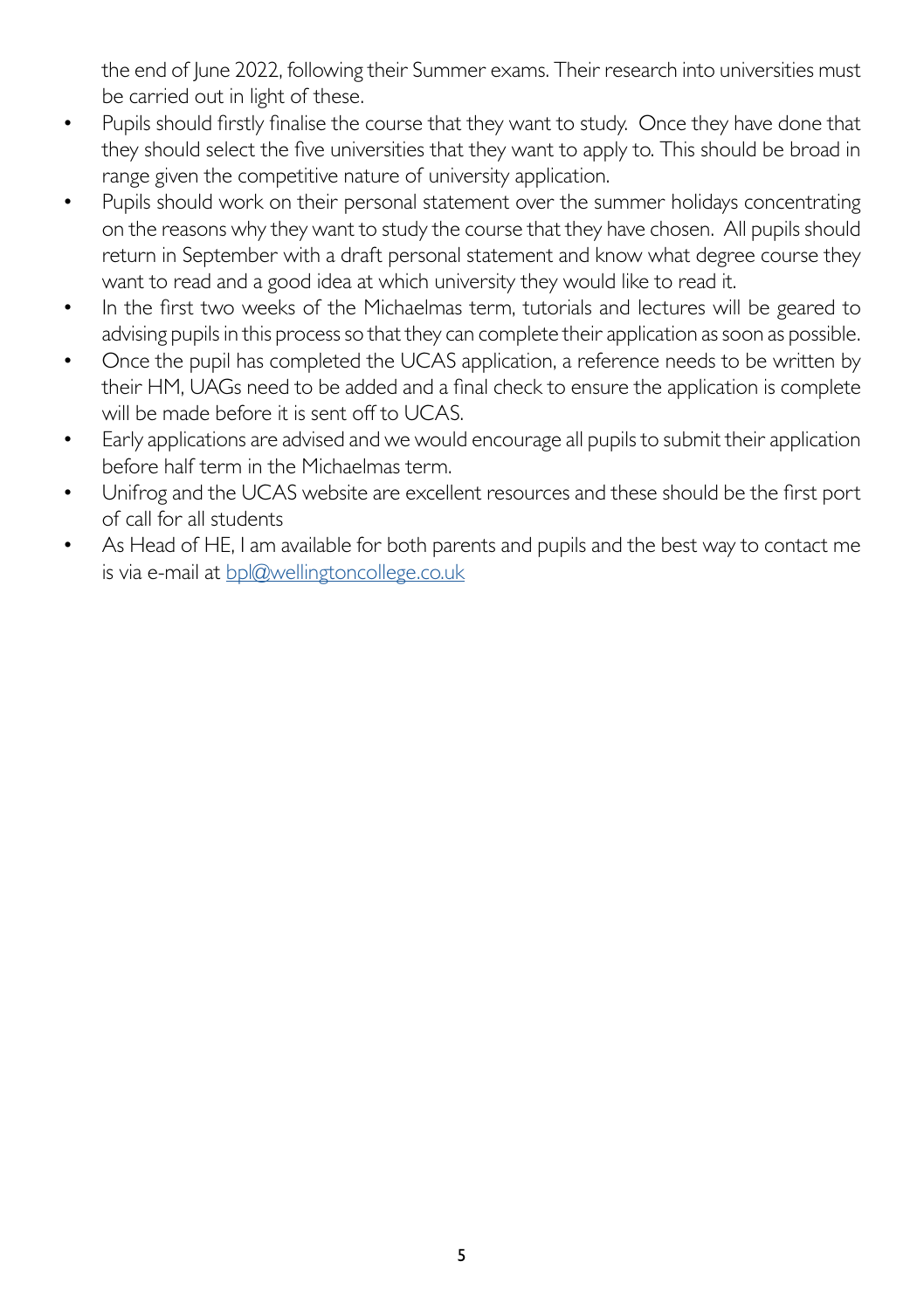the end of June 2022, following their Summer exams. Their research into universities must be carried out in light of these.

- Pupils should firstly finalise the course that they want to study. Once they have done that they should select the five universities that they want to apply to. This should be broad in range given the competitive nature of university application.
- Pupils should work on their personal statement over the summer holidays concentrating on the reasons why they want to study the course that they have chosen. All pupils should return in September with a draft personal statement and know what degree course they want to read and a good idea at which university they would like to read it.
- In the first two weeks of the Michaelmas term, tutorials and lectures will be geared to advising pupils in this process so that they can complete their application as soon as possible.
- Once the pupil has completed the UCAS application, a reference needs to be written by their HM, UAGs need to be added and a final check to ensure the application is complete will be made before it is sent off to UCAS.
- Early applications are advised and we would encourage all pupils to submit their application before half term in the Michaelmas term.
- Unifrog and the UCAS website are excellent resources and these should be the first port of call for all students
- As Head of HE, I am available for both parents and pupils and the best way to contact me is via e-mail at [bpl@wellingtoncollege.co.uk](mailto:bpl@wellingtoncollege.co.uk)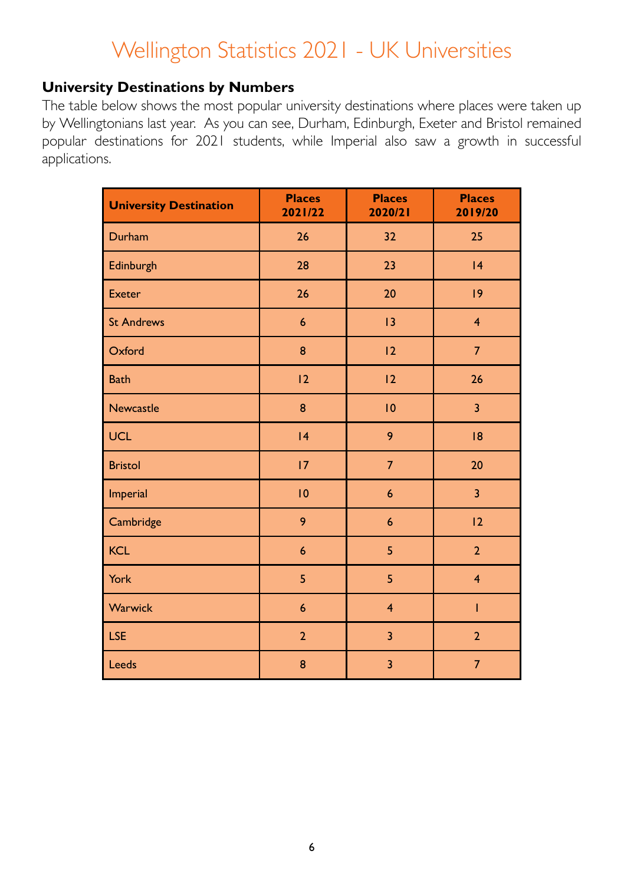# Wellington Statistics 2021 - UK Universities

## University Destinations by Numbers

The table below shows the most popular university destinations where places were taken up by Wellingtonians last year. As you can see, Durham, Edinburgh, Exeter and Bristol remained popular destinations for 2021 students, while Imperial also saw a growth in successful applications.

| University Destination | Places 2021/22 | Places 2020/21 | Places 2019/20 |
|---|---|---|---|
| Durham | 26 | 32 | 25 |
| Edinburgh | 28 | 23 | 14 |
| Exeter | 26 | 20 | 19 |
| St Andrews | 6 | 13 | 4 |
| Oxford | 8 | 12 | 7 |
| Bath | 12 | 12 | 26 |
| Newcastle | 8 | 10 | 3 |
| UCL | 14 | 9 | 18 |
| Bristol | 17 | 7 | 20 |
| Imperial | 10 | 6 | 3 |
| Cambridge | 9 | 6 | 12 |
| KCL | 6 | 5 | 2 |
| York | 5 | 5 | 4 |
| Warwick | 6 | 4 | 1 |
| LSE | 2 | 3 | 2 |
| Leeds | 8 | 3 | 7 |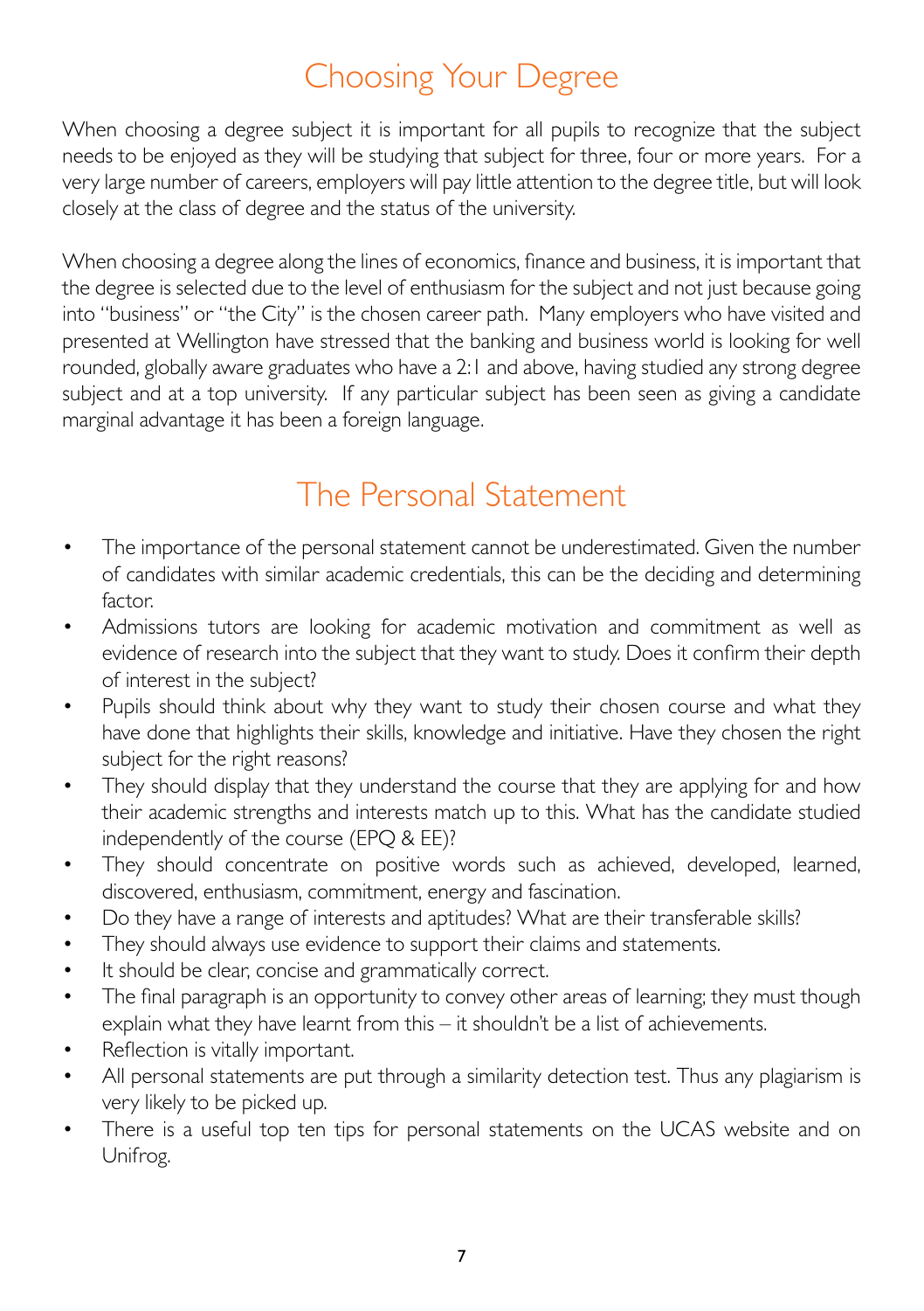# Choosing Your Degree

When choosing a degree subject it is important for all pupils to recognize that the subject needs to be enjoyed as they will be studying that subject for three, four or more years. For a very large number of careers, employers will pay little attention to the degree title, but will look closely at the class of degree and the status of the university.

When choosing a degree along the lines of economics, finance and business, it is important that the degree is selected due to the level of enthusiasm for the subject and not just because going into "business" or "the City" is the chosen career path. Many employers who have visited and presented at Wellington have stressed that the banking and business world is looking for well rounded, globally aware graduates who have a 2:1 and above, having studied any strong degree subject and at a top university. If any particular subject has been seen as giving a candidate marginal advantage it has been a foreign language.

# The Personal Statement

- The importance of the personal statement cannot be underestimated. Given the number of candidates with similar academic credentials, this can be the deciding and determining factor.
- Admissions tutors are looking for academic motivation and commitment as well as evidence of research into the subject that they want to study. Does it confirm their depth of interest in the subject?
- Pupils should think about why they want to study their chosen course and what they have done that highlights their skills, knowledge and initiative. Have they chosen the right subject for the right reasons?
- They should display that they understand the course that they are applying for and how their academic strengths and interests match up to this. What has the candidate studied independently of the course (EPQ & EE)?
- They should concentrate on positive words such as achieved, developed, learned, discovered, enthusiasm, commitment, energy and fascination.
- Do they have a range of interests and aptitudes? What are their transferable skills?
- They should always use evidence to support their claims and statements.
- It should be clear, concise and grammatically correct.
- The final paragraph is an opportunity to convey other areas of learning; they must though explain what they have learnt from this – it shouldn't be a list of achievements.
- Reflection is vitally important.
- All personal statements are put through a similarity detection test. Thus any plagiarism is very likely to be picked up.
- There is a useful top ten tips for personal statements on the UCAS website and on Unifrog.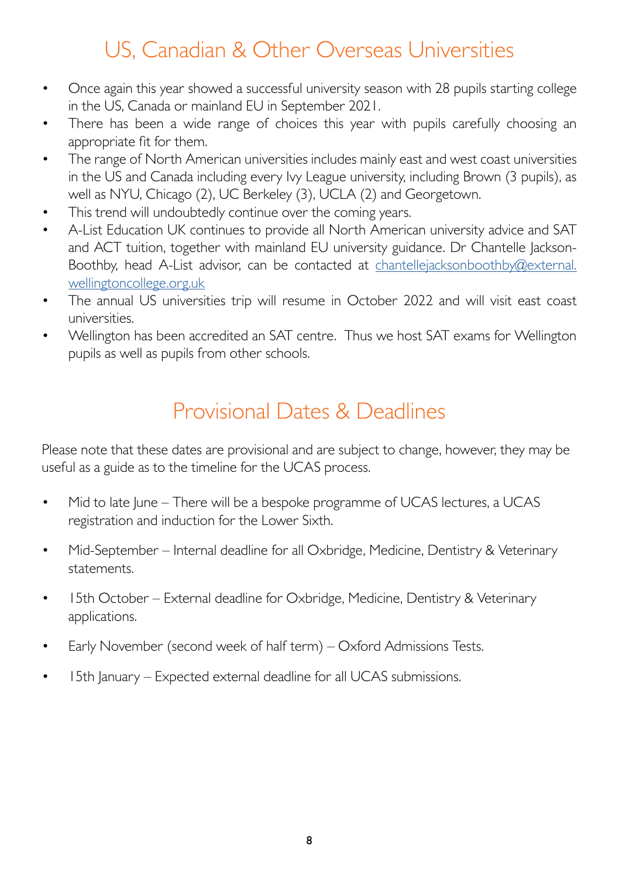# US, Canadian & Other Overseas Universities

- Once again this year showed a successful university season with 28 pupils starting college in the US, Canada or mainland EU in September 2021.
- There has been a wide range of choices this year with pupils carefully choosing an appropriate fit for them.
- The range of North American universities includes mainly east and west coast universities in the US and Canada including every Ivy League university, including Brown (3 pupils), as well as NYU, Chicago (2), UC Berkeley (3), UCLA (2) and Georgetown.
- This trend will undoubtedly continue over the coming years.
- A-List Education UK continues to provide all North American university advice and SAT and ACT tuition, together with mainland EU university guidance. Dr Chantelle Jackson-Boothby, head A-List advisor, can be contacted at chantellejacksonboothby@external.wellingtoncollege.org.uk
- The annual US universities trip will resume in October 2022 and will visit east coast universities.
- Wellington has been accredited an SAT centre. Thus we host SAT exams for Wellington pupils as well as pupils from other schools.

# Provisional Dates & Deadlines

Please note that these dates are provisional and are subject to change, however, they may be useful as a guide as to the timeline for the UCAS process.

- Mid to late June – There will be a bespoke programme of UCAS lectures, a UCAS registration and induction for the Lower Sixth.
- Mid-September – Internal deadline for all Oxbridge, Medicine, Dentistry & Veterinary statements.
- 15th October – External deadline for Oxbridge, Medicine, Dentistry & Veterinary applications.
- Early November (second week of half term) – Oxford Admissions Tests.
- 15th January – Expected external deadline for all UCAS submissions.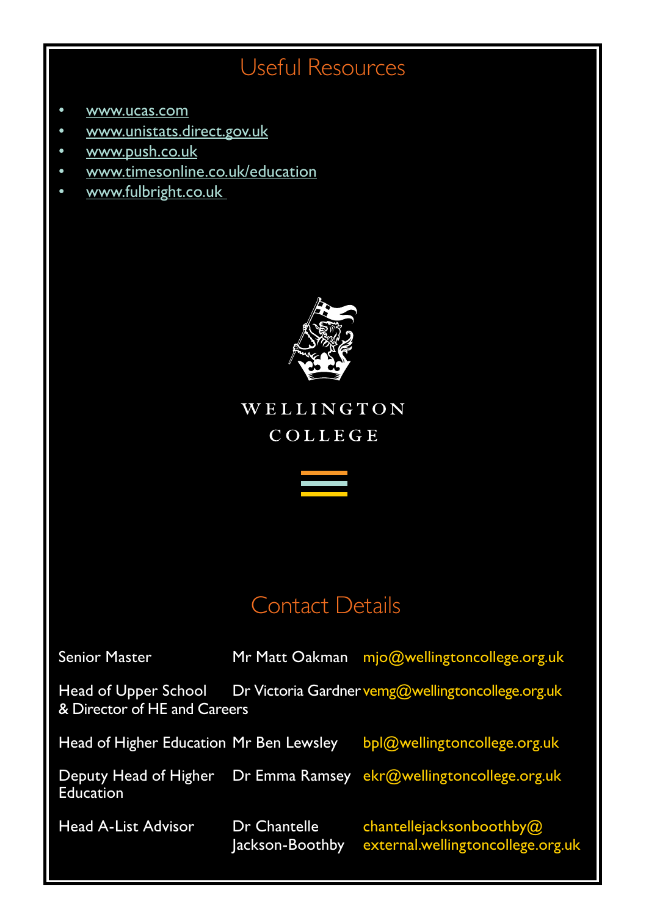## Useful Resources

- www.ucas.com
- www.unistats.direct.gov.uk
- www.push.co.uk
- www.timesonline.co.uk/education
- www.fulbright.co.uk

WELLINGTON
COLLEGE

## Contact Details

| | | |
|---|---|---|
| Senior Master | Mr Matt Oakman | mjo@wellingtoncollege.org.uk |
| Head of Upper School & Director of HE and Careers | Dr Victoria Gardner | vemg@wellingtoncollege.org.uk |
| Head of Higher Education | Mr Ben Lewsley | bpl@wellingtoncollege.org.uk |
| Deputy Head of Higher Education | Dr Emma Ramsey | ekr@wellingtoncollege.org.uk |
| Head A-List Advisor | Dr Chantelle Jackson-Boothby | chantellejacksonboothby@external.wellingtoncollege.org.uk |